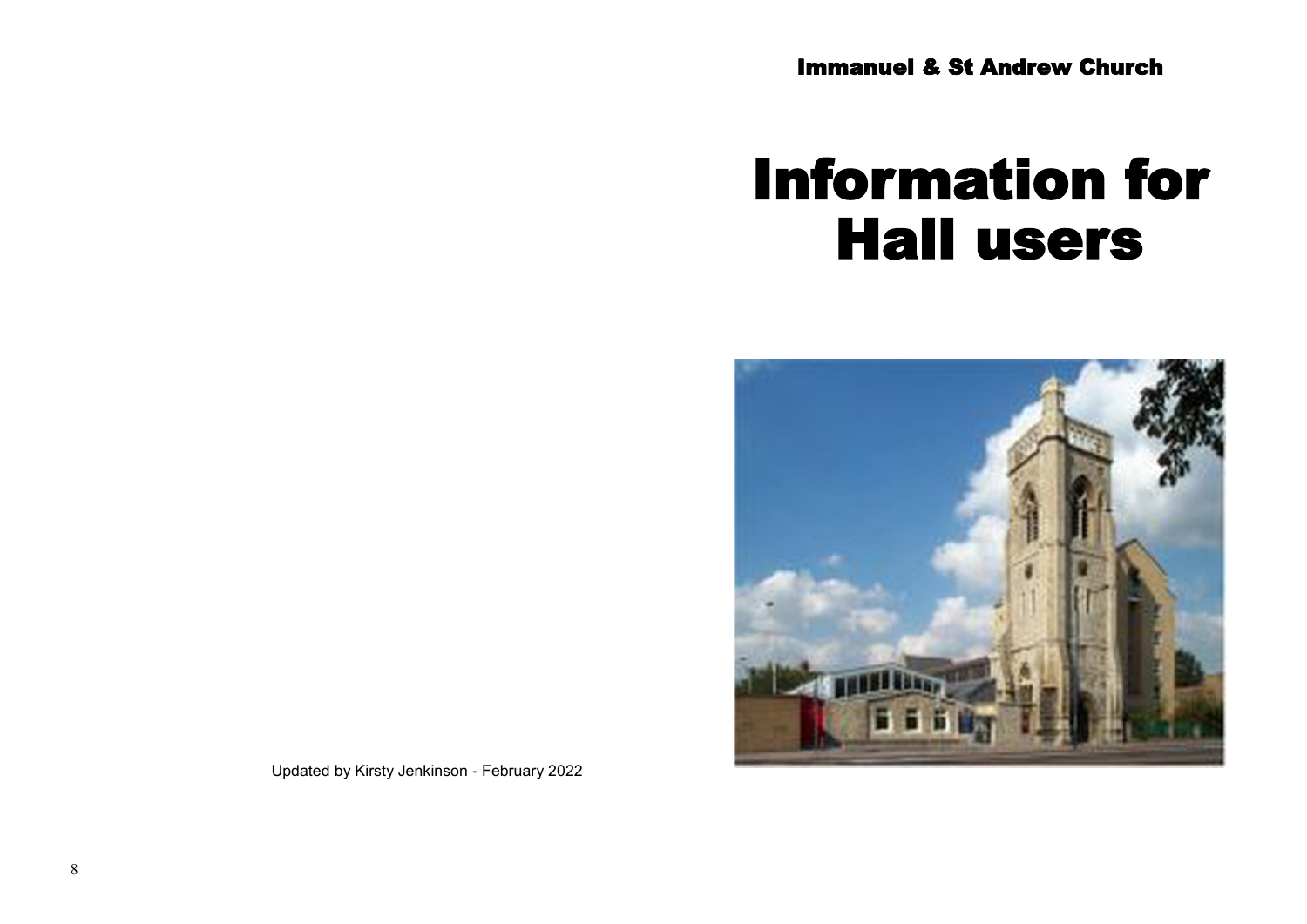Immanuel & St Andrew Church

# Information for Hall users

Updated by Kirsty Jenkinson - February 2022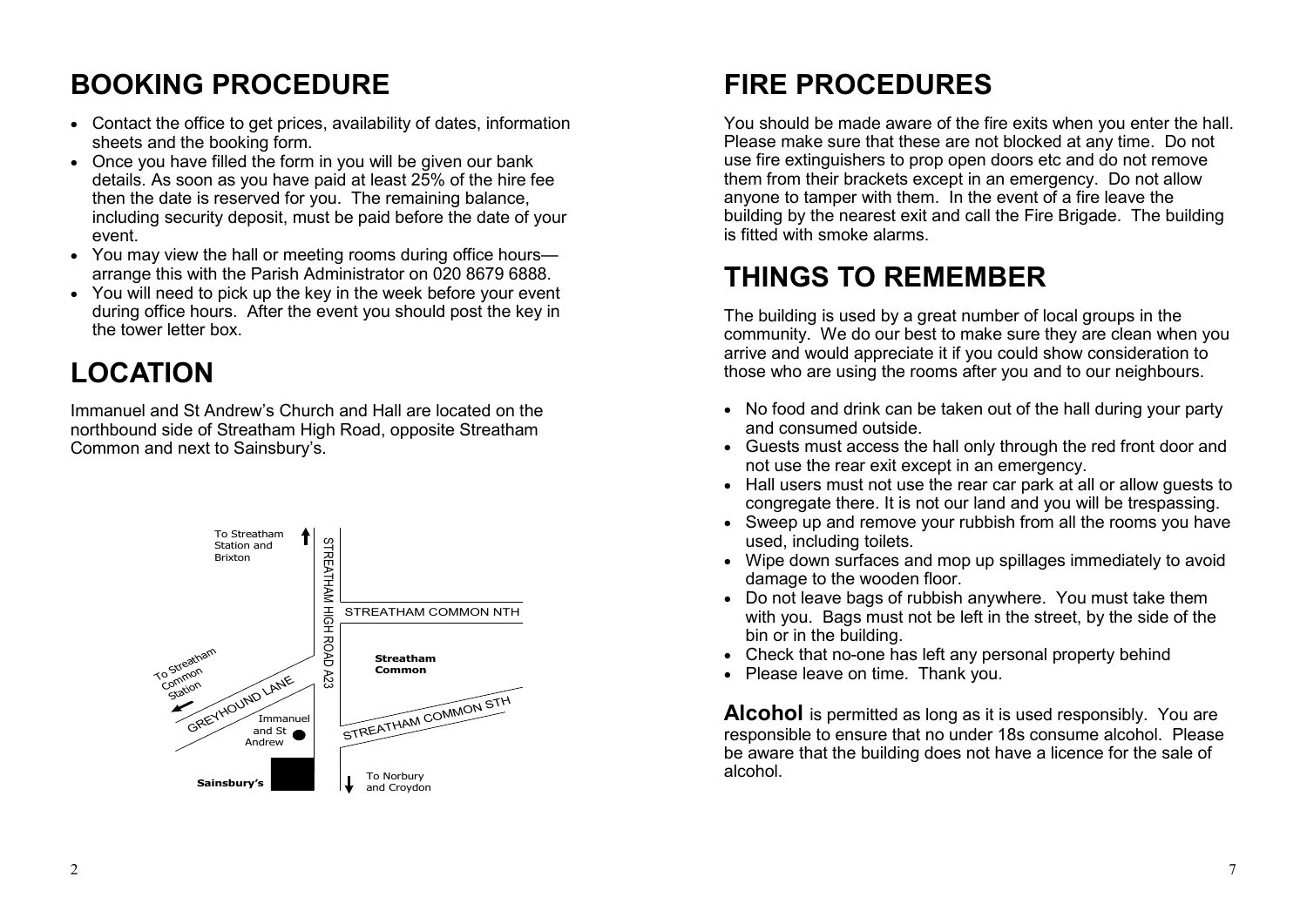# BOOKING PROCEDURE

- Contact the office to get prices, availability of dates, information sheets and the booking form.
- Once you have filled the form in you will be given our bank details. As soon as you have paid at least 25% of the hire fee then the date is reserved for you. The remaining balance, including security deposit, must be paid before the date of your event.
- You may view the hall or meeting rooms during office hours—arrange this with the Parish Administrator on 020 8679 6888.
- You will need to pick up the key in the week before your event during office hours. After the event you should post the key in the tower letter box.

# LOCATION

Immanuel and St Andrew's Church and Hall are located on the northbound side of Streatham High Road, opposite Streatham Common and next to Sainsbury's.

To Streatham Station and Brixton

STREATHAM HIGH ROAD A23

STREATHAM COMMON NTH

To Streatham Common Station

GREYHOUND LANE

Streatham Common

STREATHAM COMMON STH

Immanuel and St Andrew

Sainsbury's

To Norbury and Croydon

# FIRE PROCEDURES

You should be made aware of the fire exits when you enter the hall. Please make sure that these are not blocked at any time. Do not use fire extinguishers to prop open doors etc and do not remove them from their brackets except in an emergency. Do not allow anyone to tamper with them. In the event of a fire leave the building by the nearest exit and call the Fire Brigade. The building is fitted with smoke alarms.

# THINGS TO REMEMBER

The building is used by a great number of local groups in the community. We do our best to make sure they are clean when you arrive and would appreciate it if you could show consideration to those who are using the rooms after you and to our neighbours.

- No food and drink can be taken out of the hall during your party and consumed outside.
- Guests must access the hall only through the red front door and not use the rear exit except in an emergency.
- Hall users must not use the rear car park at all or allow guests to congregate there. It is not our land and you will be trespassing.
- Sweep up and remove your rubbish from all the rooms you have used, including toilets.
- Wipe down surfaces and mop up spillages immediately to avoid damage to the wooden floor.
- Do not leave bags of rubbish anywhere. You must take them with you. Bags must not be left in the street, by the side of the bin or in the building.
- Check that no-one has left any personal property behind
- Please leave on time. Thank you.

**Alcohol** is permitted as long as it is used responsibly. You are responsible to ensure that no under 18s consume alcohol. Please be aware that the building does not have a licence for the sale of alcohol.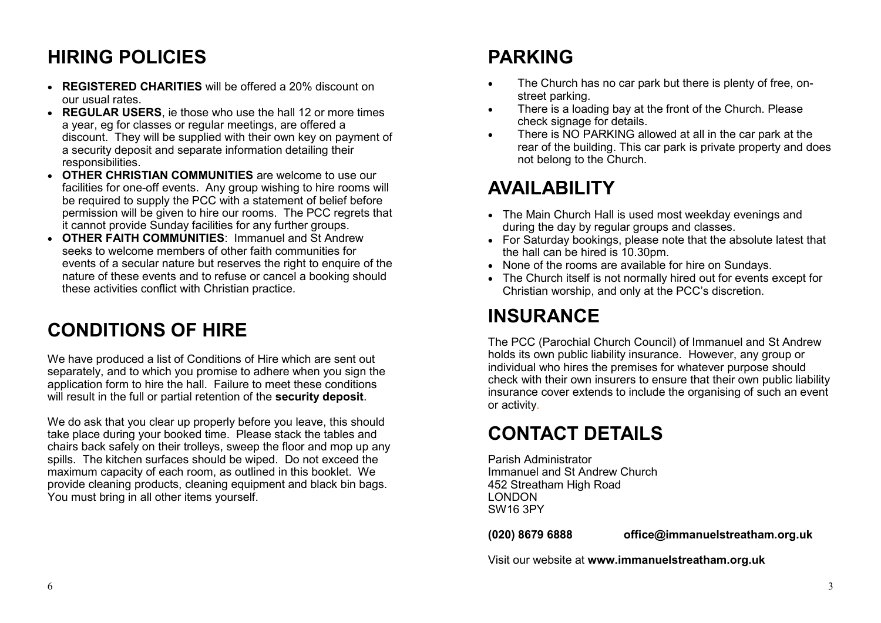## HIRING POLICIES

- **REGISTERED CHARITIES** will be offered a 20% discount on our usual rates.
- **REGULAR USERS**, ie those who use the hall 12 or more times a year, eg for classes or regular meetings, are offered a discount. They will be supplied with their own key on payment of a security deposit and separate information detailing their responsibilities.
- **OTHER CHRISTIAN COMMUNITIES** are welcome to use our facilities for one-off events. Any group wishing to hire rooms will be required to supply the PCC with a statement of belief before permission will be given to hire our rooms. The PCC regrets that it cannot provide Sunday facilities for any further groups.
- **OTHER FAITH COMMUNITIES**: Immanuel and St Andrew seeks to welcome members of other faith communities for events of a secular nature but reserves the right to enquire of the nature of these events and to refuse or cancel a booking should these activities conflict with Christian practice.

## CONDITIONS OF HIRE

We have produced a list of Conditions of Hire which are sent out separately, and to which you promise to adhere when you sign the application form to hire the hall. Failure to meet these conditions will result in the full or partial retention of the **security deposit**.

We do ask that you clear up properly before you leave, this should take place during your booked time. Please stack the tables and chairs back safely on their trolleys, sweep the floor and mop up any spills. The kitchen surfaces should be wiped. Do not exceed the maximum capacity of each room, as outlined in this booklet. We provide cleaning products, cleaning equipment and black bin bags. You must bring in all other items yourself.

## PARKING

- The Church has no car park but there is plenty of free, on-street parking.
- There is a loading bay at the front of the Church. Please check signage for details.
- There is NO PARKING allowed at all in the car park at the rear of the building. This car park is private property and does not belong to the Church.

## AVAILABILITY

- The Main Church Hall is used most weekday evenings and during the day by regular groups and classes.
- For Saturday bookings, please note that the absolute latest that the hall can be hired is 10.30pm.
- None of the rooms are available for hire on Sundays.
- The Church itself is not normally hired out for events except for Christian worship, and only at the PCC's discretion.

## INSURANCE

The PCC (Parochial Church Council) of Immanuel and St Andrew holds its own public liability insurance. However, any group or individual who hires the premises for whatever purpose should check with their own insurers to ensure that their own public liability insurance cover extends to include the organising of such an event or activity.

## CONTACT DETAILS

Parish Administrator
Immanuel and St Andrew Church
452 Streatham High Road
LONDON
SW16 3PY

**(020) 8679 6888** **office@immanuelstreatham.org.uk**

Visit our website at **www.immanuelstreatham.org.uk**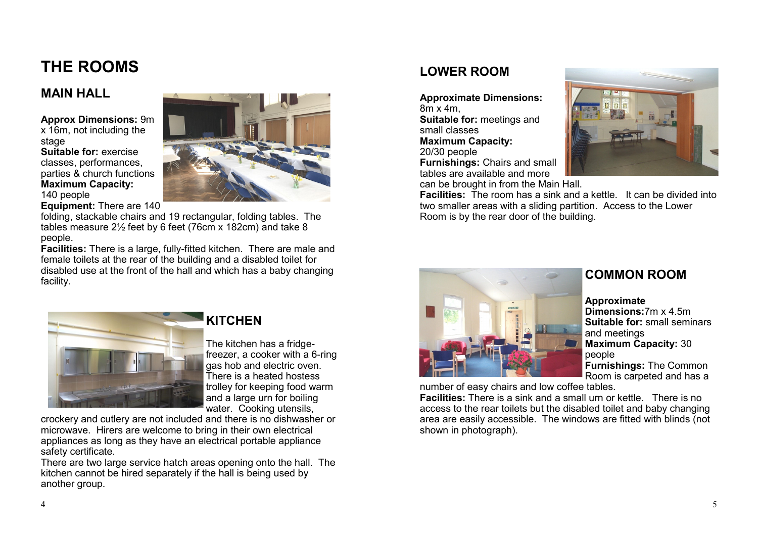# THE ROOMS

## MAIN HALL

**Approx Dimensions:** 9m x 16m, not including the stage
**Suitable for:** exercise classes, performances, parties & church functions
**Maximum Capacity:** 140 people
**Equipment:** There are 140 folding, stackable chairs and 19 rectangular, folding tables. The tables measure 2½ feet by 6 feet (76cm x 182cm) and take 8 people.
**Facilities:** There is a large, fully-fitted kitchen. There are male and female toilets at the rear of the building and a disabled toilet for disabled use at the front of the hall and which has a baby changing facility.

## KITCHEN

The kitchen has a fridge-freezer, a cooker with a 6-ring gas hob and electric oven. There is a heated hostess trolley for keeping food warm and a large urn for boiling water. Cooking utensils, crockery and cutlery are not included and there is no dishwasher or microwave. Hirers are welcome to bring in their own electrical appliances as long as they have an electrical portable appliance safety certificate.
There are two large service hatch areas opening onto the hall. The kitchen cannot be hired separately if the hall is being used by another group.

## LOWER ROOM

**Approximate Dimensions:** 8m x 4m,
**Suitable for:** meetings and small classes
**Maximum Capacity:** 20/30 people
**Furnishings:** Chairs and small tables are available and more can be brought in from the Main Hall.
**Facilities:** The room has a sink and a kettle. It can be divided into two smaller areas with a sliding partition. Access to the Lower Room is by the rear door of the building.

## COMMON ROOM

**Approximate Dimensions:** 7m x 4.5m
**Suitable for:** small seminars and meetings
**Maximum Capacity:** 30 people
**Furnishings:** The Common Room is carpeted and has a number of easy chairs and low coffee tables.
**Facilities:** There is a sink and a small urn or kettle. There is no access to the rear toilets but the disabled toilet and baby changing area are easily accessible. The windows are fitted with blinds (not shown in photograph).